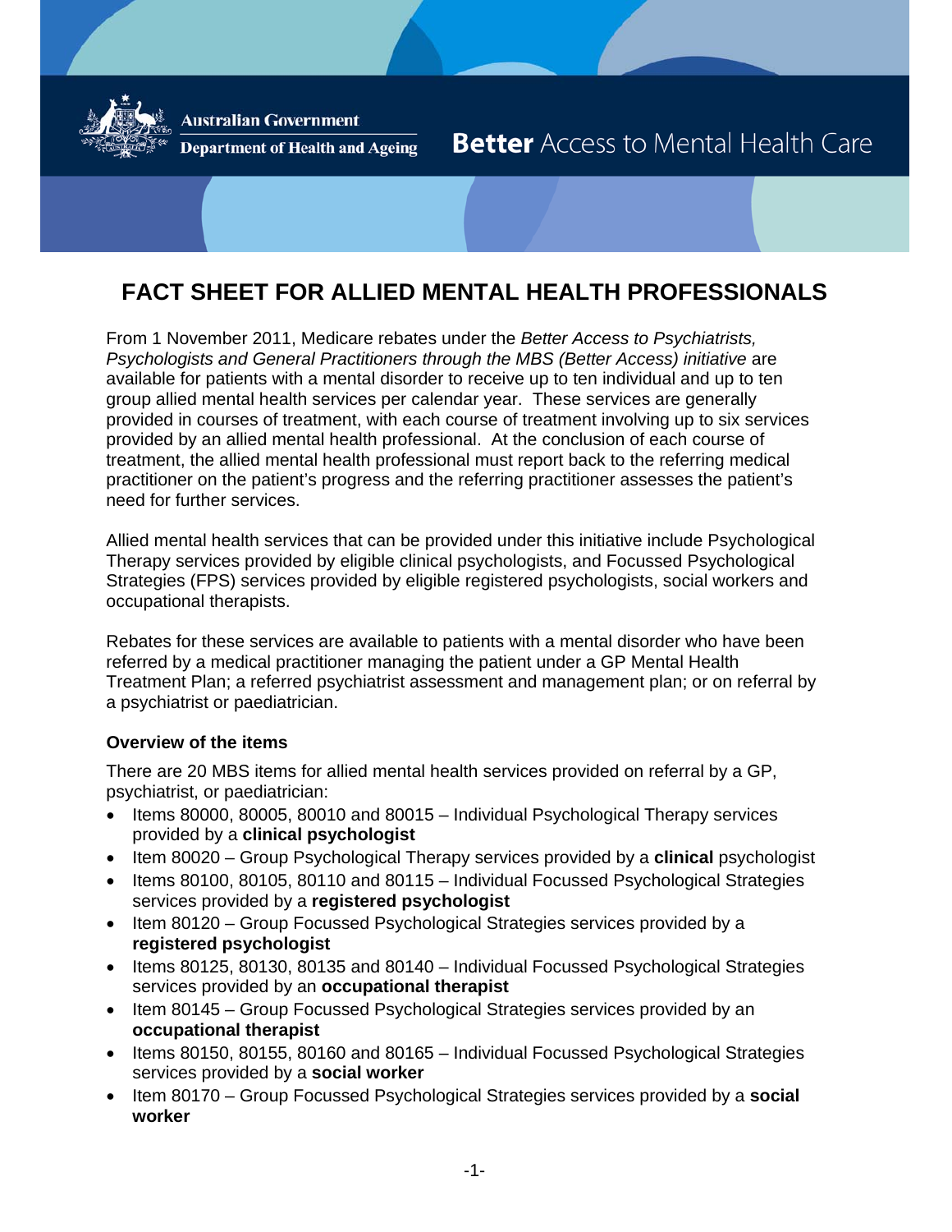Australian Government

Department of Health and Ageing

**Better** Access to Mental Health Care

# FACT SHEET FOR ALLIED MENTAL HEALTH PROFESSIONALS

From 1 November 2011, Medicare rebates under the *Better Access to Psychiatrists, Psychologists and General Practitioners through the MBS (Better Access) initiative* are available for patients with a mental disorder to receive up to ten individual and up to ten group allied mental health services per calendar year. These services are generally provided in courses of treatment, with each course of treatment involving up to six services provided by an allied mental health professional. At the conclusion of each course of treatment, the allied mental health professional must report back to the referring medical practitioner on the patient's progress and the referring practitioner assesses the patient's need for further services.

Allied mental health services that can be provided under this initiative include Psychological Therapy services provided by eligible clinical psychologists, and Focussed Psychological Strategies (FPS) services provided by eligible registered psychologists, social workers and occupational therapists.

Rebates for these services are available to patients with a mental disorder who have been referred by a medical practitioner managing the patient under a GP Mental Health Treatment Plan; a referred psychiatrist assessment and management plan; or on referral by a psychiatrist or paediatrician.

### Overview of the items

There are 20 MBS items for allied mental health services provided on referral by a GP, psychiatrist, or paediatrician:

- Items 80000, 80005, 80010 and 80015 – Individual Psychological Therapy services provided by a **clinical psychologist**
- Item 80020 – Group Psychological Therapy services provided by a **clinical** psychologist
- Items 80100, 80105, 80110 and 80115 – Individual Focussed Psychological Strategies services provided by a **registered psychologist**
- Item 80120 – Group Focussed Psychological Strategies services provided by a **registered psychologist**
- Items 80125, 80130, 80135 and 80140 – Individual Focussed Psychological Strategies services provided by an **occupational therapist**
- Item 80145 – Group Focussed Psychological Strategies services provided by an **occupational therapist**
- Items 80150, 80155, 80160 and 80165 – Individual Focussed Psychological Strategies services provided by a **social worker**
- Item 80170 – Group Focussed Psychological Strategies services provided by a **social worker**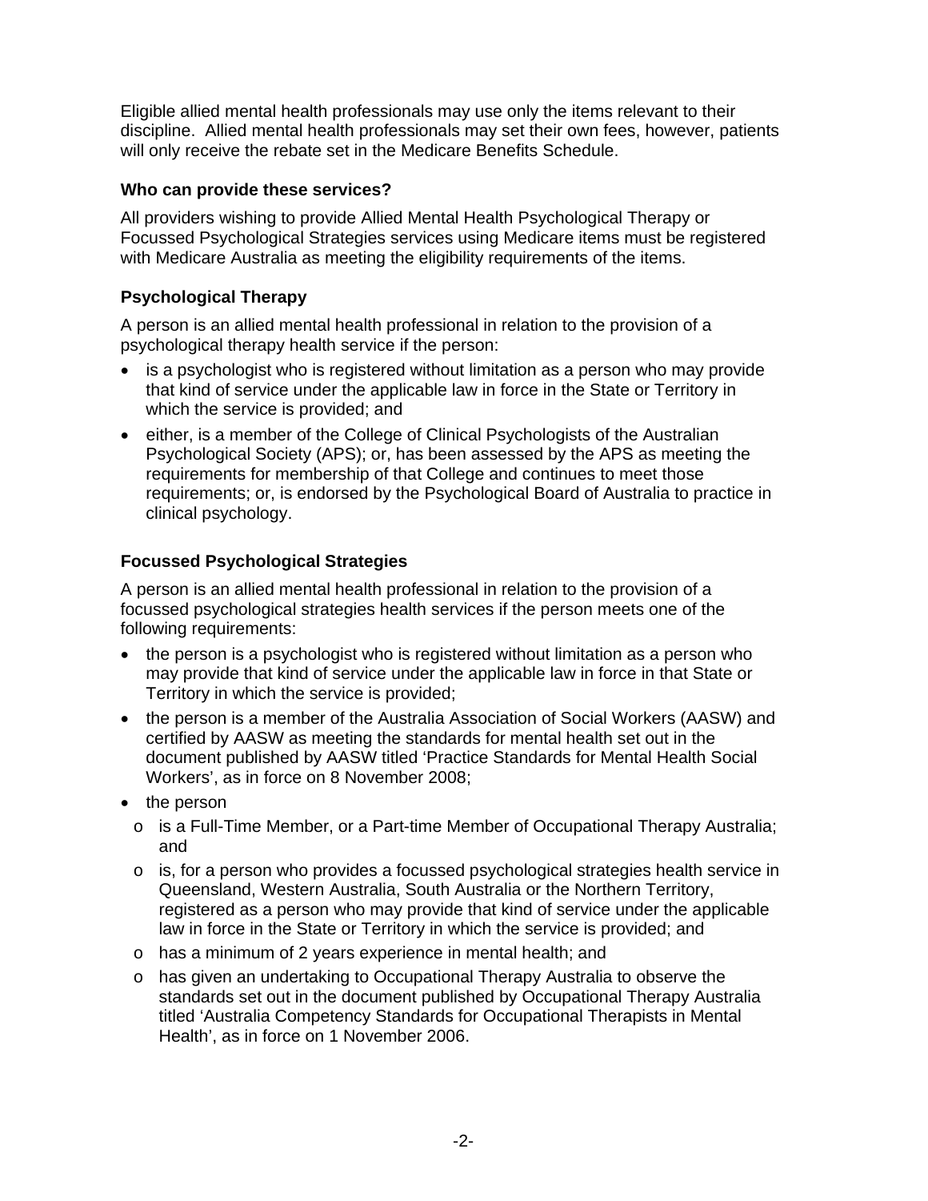Eligible allied mental health professionals may use only the items relevant to their discipline. Allied mental health professionals may set their own fees, however, patients will only receive the rebate set in the Medicare Benefits Schedule.

### Who can provide these services?

All providers wishing to provide Allied Mental Health Psychological Therapy or Focussed Psychological Strategies services using Medicare items must be registered with Medicare Australia as meeting the eligibility requirements of the items.

### Psychological Therapy

A person is an allied mental health professional in relation to the provision of a psychological therapy health service if the person:

- is a psychologist who is registered without limitation as a person who may provide that kind of service under the applicable law in force in the State or Territory in which the service is provided; and
- either, is a member of the College of Clinical Psychologists of the Australian Psychological Society (APS); or, has been assessed by the APS as meeting the requirements for membership of that College and continues to meet those requirements; or, is endorsed by the Psychological Board of Australia to practice in clinical psychology.

### Focussed Psychological Strategies

A person is an allied mental health professional in relation to the provision of a focussed psychological strategies health services if the person meets one of the following requirements:

- the person is a psychologist who is registered without limitation as a person who may provide that kind of service under the applicable law in force in that State or Territory in which the service is provided;
- the person is a member of the Australia Association of Social Workers (AASW) and certified by AASW as meeting the standards for mental health set out in the document published by AASW titled 'Practice Standards for Mental Health Social Workers', as in force on 8 November 2008;
- the person
  - is a Full-Time Member, or a Part-time Member of Occupational Therapy Australia; and
  - is, for a person who provides a focussed psychological strategies health service in Queensland, Western Australia, South Australia or the Northern Territory, registered as a person who may provide that kind of service under the applicable law in force in the State or Territory in which the service is provided; and
  - has a minimum of 2 years experience in mental health; and
  - has given an undertaking to Occupational Therapy Australia to observe the standards set out in the document published by Occupational Therapy Australia titled 'Australia Competency Standards for Occupational Therapists in Mental Health', as in force on 1 November 2006.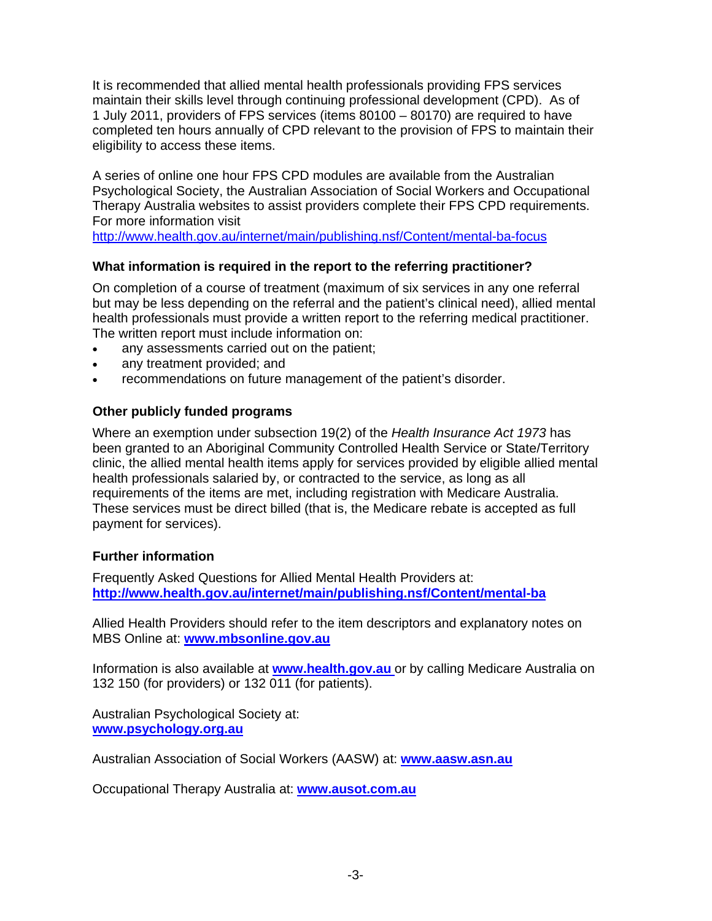It is recommended that allied mental health professionals providing FPS services maintain their skills level through continuing professional development (CPD). As of 1 July 2011, providers of FPS services (items 80100 – 80170) are required to have completed ten hours annually of CPD relevant to the provision of FPS to maintain their eligibility to access these items.

A series of online one hour FPS CPD modules are available from the Australian Psychological Society, the Australian Association of Social Workers and Occupational Therapy Australia websites to assist providers complete their FPS CPD requirements. For more information visit
http://www.health.gov.au/internet/main/publishing.nsf/Content/mental-ba-focus

### What information is required in the report to the referring practitioner?

On completion of a course of treatment (maximum of six services in any one referral but may be less depending on the referral and the patient's clinical need), allied mental health professionals must provide a written report to the referring medical practitioner. The written report must include information on:

- any assessments carried out on the patient;
- any treatment provided; and
- recommendations on future management of the patient's disorder.

### Other publicly funded programs

Where an exemption under subsection 19(2) of the *Health Insurance Act 1973* has been granted to an Aboriginal Community Controlled Health Service or State/Territory clinic, the allied mental health items apply for services provided by eligible allied mental health professionals salaried by, or contracted to the service, as long as all requirements of the items are met, including registration with Medicare Australia. These services must be direct billed (that is, the Medicare rebate is accepted as full payment for services).

### Further information

Frequently Asked Questions for Allied Mental Health Providers at:
**http://www.health.gov.au/internet/main/publishing.nsf/Content/mental-ba**

Allied Health Providers should refer to the item descriptors and explanatory notes on MBS Online at: **www.mbsonline.gov.au**

Information is also available at **www.health.gov.au** or by calling Medicare Australia on 132 150 (for providers) or 132 011 (for patients).

Australian Psychological Society at:
**www.psychology.org.au**

Australian Association of Social Workers (AASW) at: **www.aasw.asn.au**

Occupational Therapy Australia at: **www.ausot.com.au**